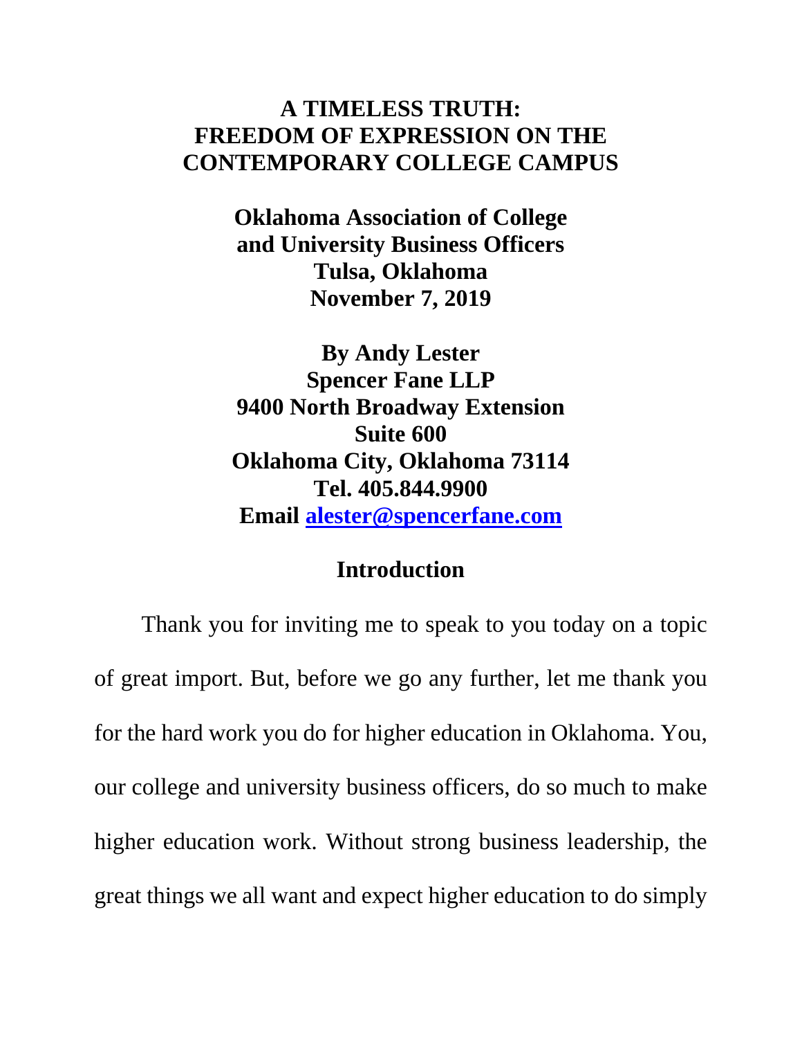# A TIMELESS TRUTH: FREEDOM OF EXPRESSION ON THE CONTEMPORARY COLLEGE CAMPUS

**Oklahoma Association of College and University Business Officers**
**Tulsa, Oklahoma**
**November 7, 2019**

**By Andy Lester**
**Spencer Fane LLP**
**9400 North Broadway Extension**
**Suite 600**
**Oklahoma City, Oklahoma 73114**
**Tel. 405.844.9900**
**Email [alester@spencerfane.com](mailto:alester@spencerfane.com)**

## Introduction

Thank you for inviting me to speak to you today on a topic of great import. But, before we go any further, let me thank you for the hard work you do for higher education in Oklahoma. You, our college and university business officers, do so much to make higher education work. Without strong business leadership, the great things we all want and expect higher education to do simply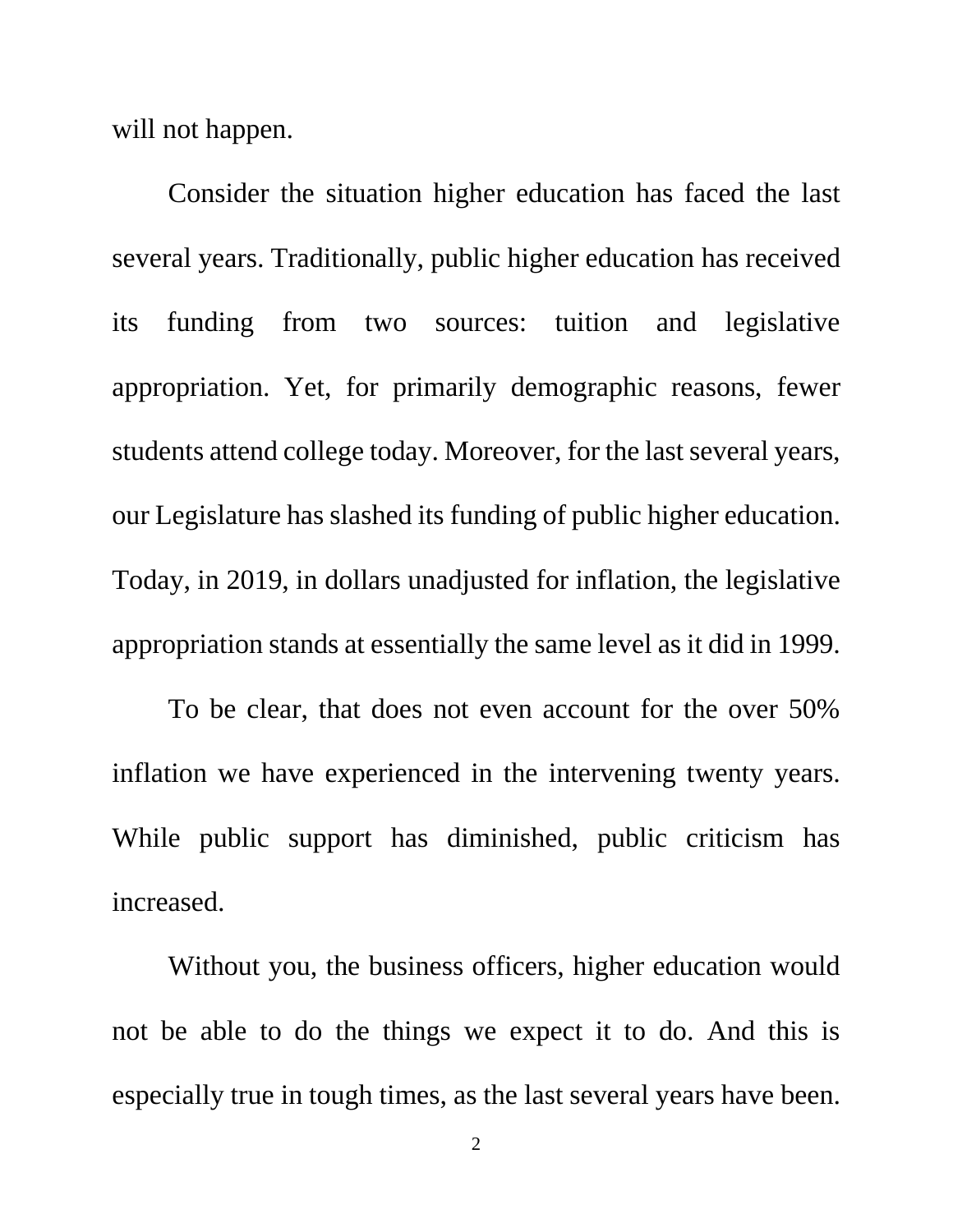will not happen.

Consider the situation higher education has faced the last several years. Traditionally, public higher education has received its funding from two sources: tuition and legislative appropriation. Yet, for primarily demographic reasons, fewer students attend college today. Moreover, for the last several years, our Legislature has slashed its funding of public higher education. Today, in 2019, in dollars unadjusted for inflation, the legislative appropriation stands at essentially the same level as it did in 1999.

To be clear, that does not even account for the over 50% inflation we have experienced in the intervening twenty years. While public support has diminished, public criticism has increased.

Without you, the business officers, higher education would not be able to do the things we expect it to do. And this is especially true in tough times, as the last several years have been.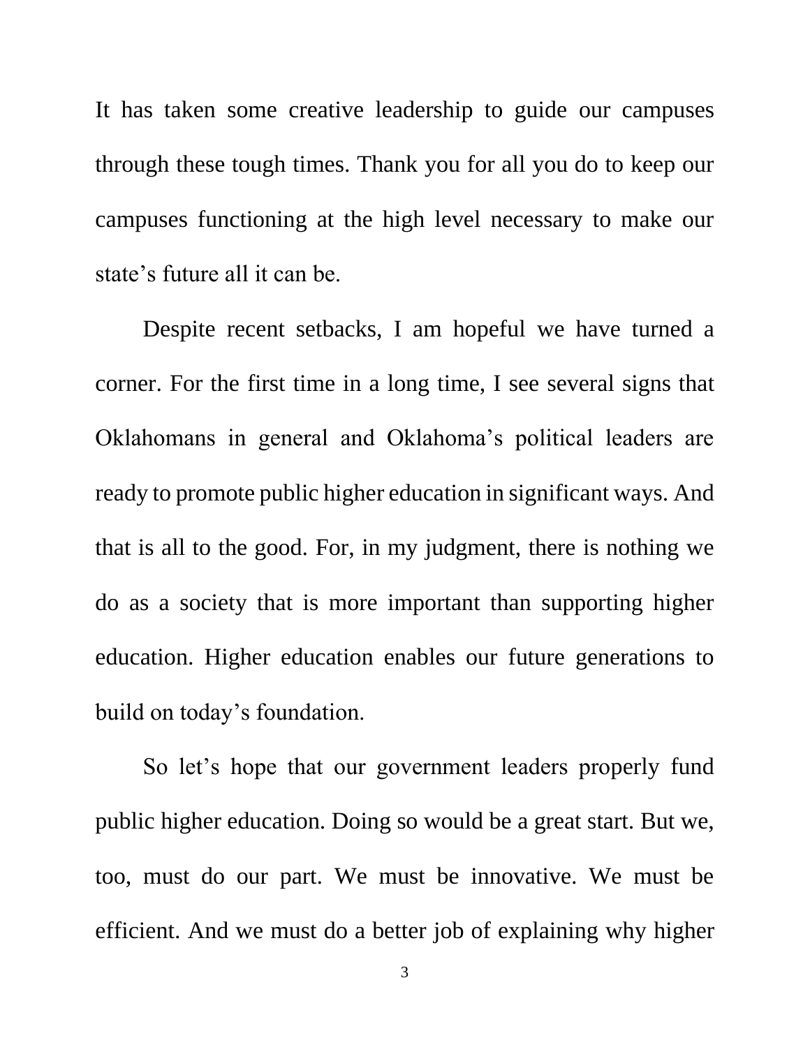It has taken some creative leadership to guide our campuses through these tough times. Thank you for all you do to keep our campuses functioning at the high level necessary to make our state's future all it can be.

Despite recent setbacks, I am hopeful we have turned a corner. For the first time in a long time, I see several signs that Oklahomans in general and Oklahoma's political leaders are ready to promote public higher education in significant ways. And that is all to the good. For, in my judgment, there is nothing we do as a society that is more important than supporting higher education. Higher education enables our future generations to build on today's foundation.

So let's hope that our government leaders properly fund public higher education. Doing so would be a great start. But we, too, must do our part. We must be innovative. We must be efficient. And we must do a better job of explaining why higher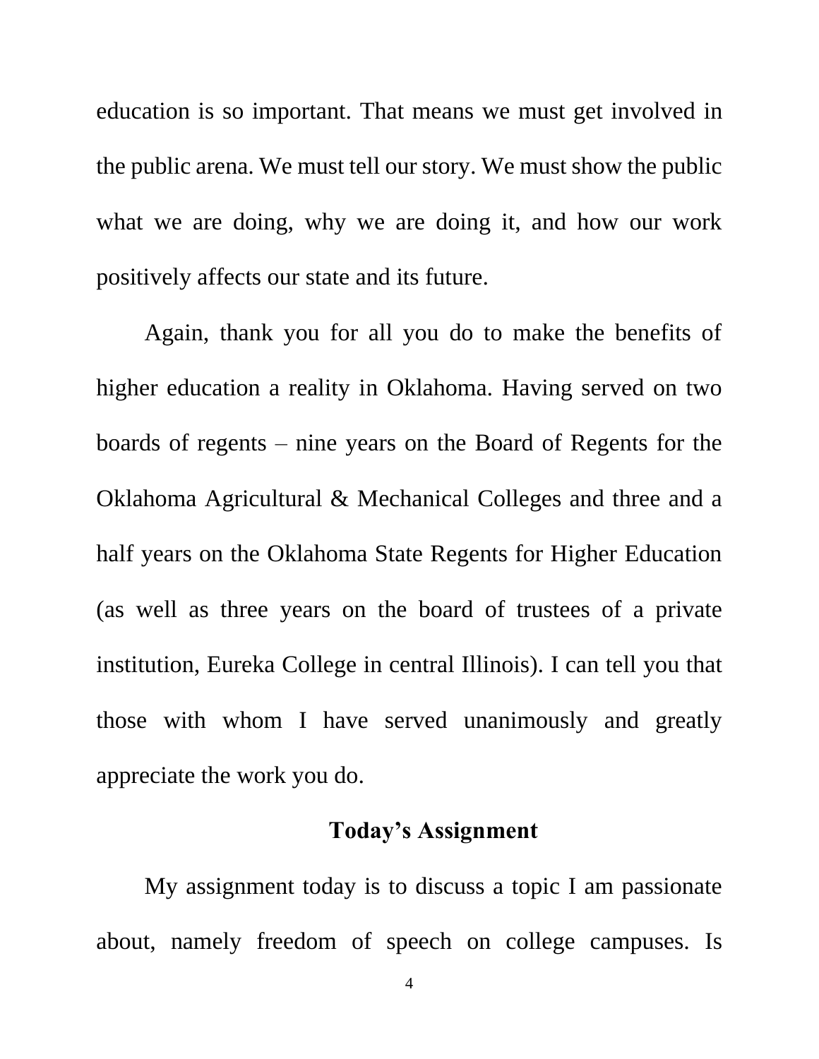education is so important. That means we must get involved in the public arena. We must tell our story. We must show the public what we are doing, why we are doing it, and how our work positively affects our state and its future.

Again, thank you for all you do to make the benefits of higher education a reality in Oklahoma. Having served on two boards of regents – nine years on the Board of Regents for the Oklahoma Agricultural & Mechanical Colleges and three and a half years on the Oklahoma State Regents for Higher Education (as well as three years on the board of trustees of a private institution, Eureka College in central Illinois). I can tell you that those with whom I have served unanimously and greatly appreciate the work you do.

## Today's Assignment

My assignment today is to discuss a topic I am passionate about, namely freedom of speech on college campuses. Is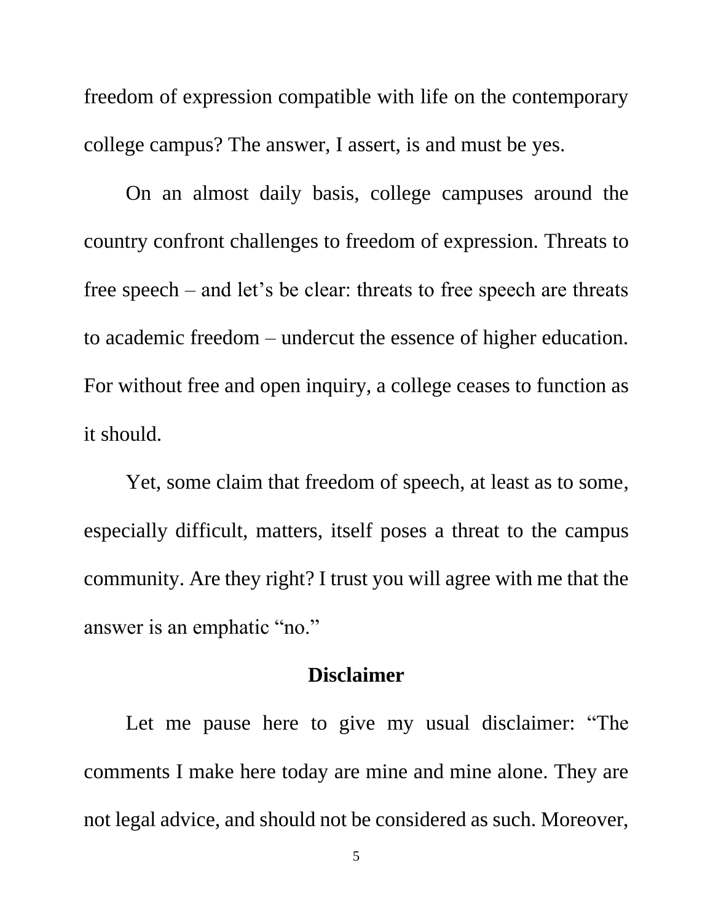freedom of expression compatible with life on the contemporary college campus? The answer, I assert, is and must be yes.

On an almost daily basis, college campuses around the country confront challenges to freedom of expression. Threats to free speech – and let's be clear: threats to free speech are threats to academic freedom – undercut the essence of higher education. For without free and open inquiry, a college ceases to function as it should.

Yet, some claim that freedom of speech, at least as to some, especially difficult, matters, itself poses a threat to the campus community. Are they right? I trust you will agree with me that the answer is an emphatic "no."

## Disclaimer

Let me pause here to give my usual disclaimer: "The comments I make here today are mine and mine alone. They are not legal advice, and should not be considered as such. Moreover,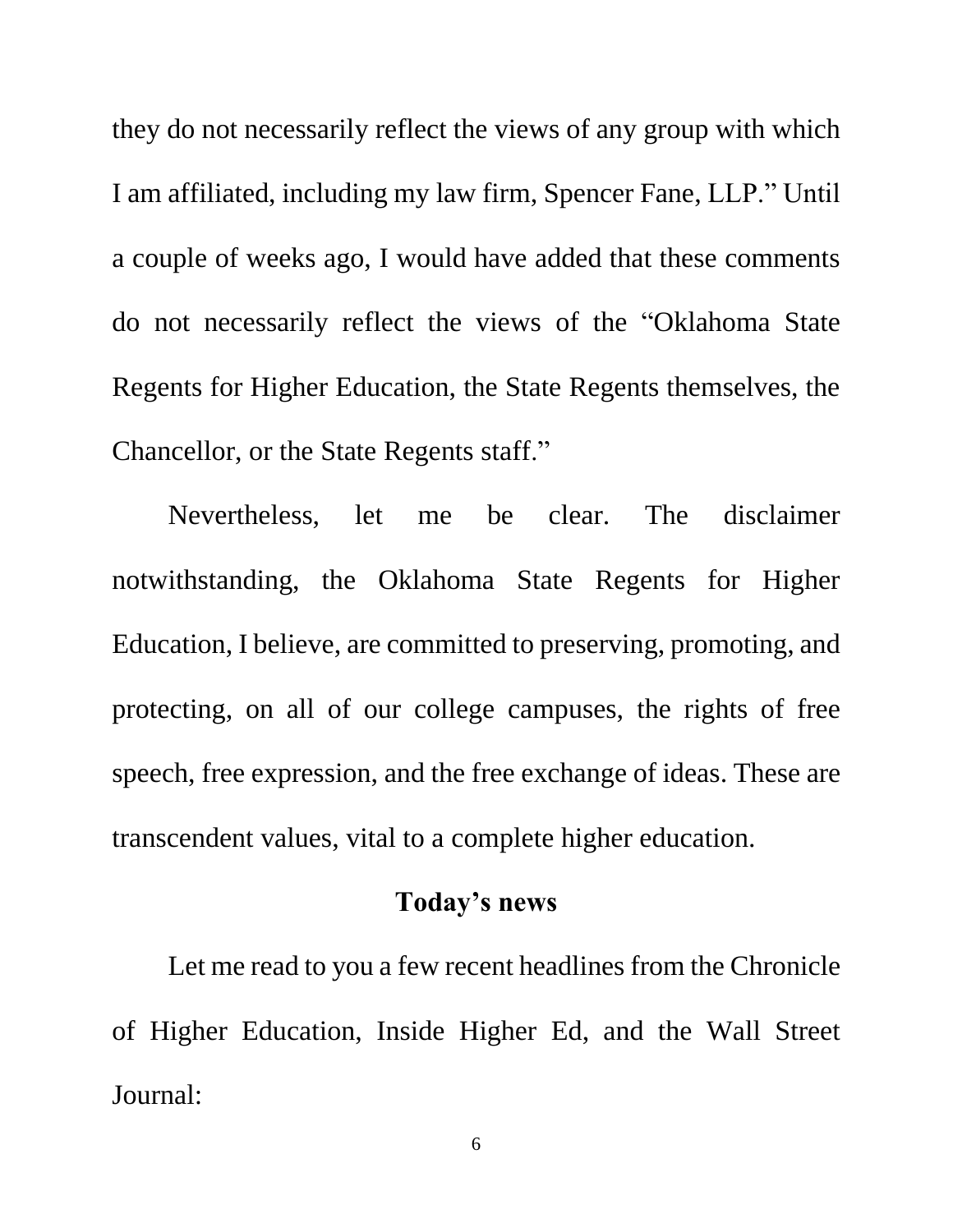they do not necessarily reflect the views of any group with which I am affiliated, including my law firm, Spencer Fane, LLP." Until a couple of weeks ago, I would have added that these comments do not necessarily reflect the views of the "Oklahoma State Regents for Higher Education, the State Regents themselves, the Chancellor, or the State Regents staff."

Nevertheless, let me be clear. The disclaimer notwithstanding, the Oklahoma State Regents for Higher Education, I believe, are committed to preserving, promoting, and protecting, on all of our college campuses, the rights of free speech, free expression, and the free exchange of ideas. These are transcendent values, vital to a complete higher education.

## Today's news

Let me read to you a few recent headlines from the Chronicle of Higher Education, Inside Higher Ed, and the Wall Street Journal: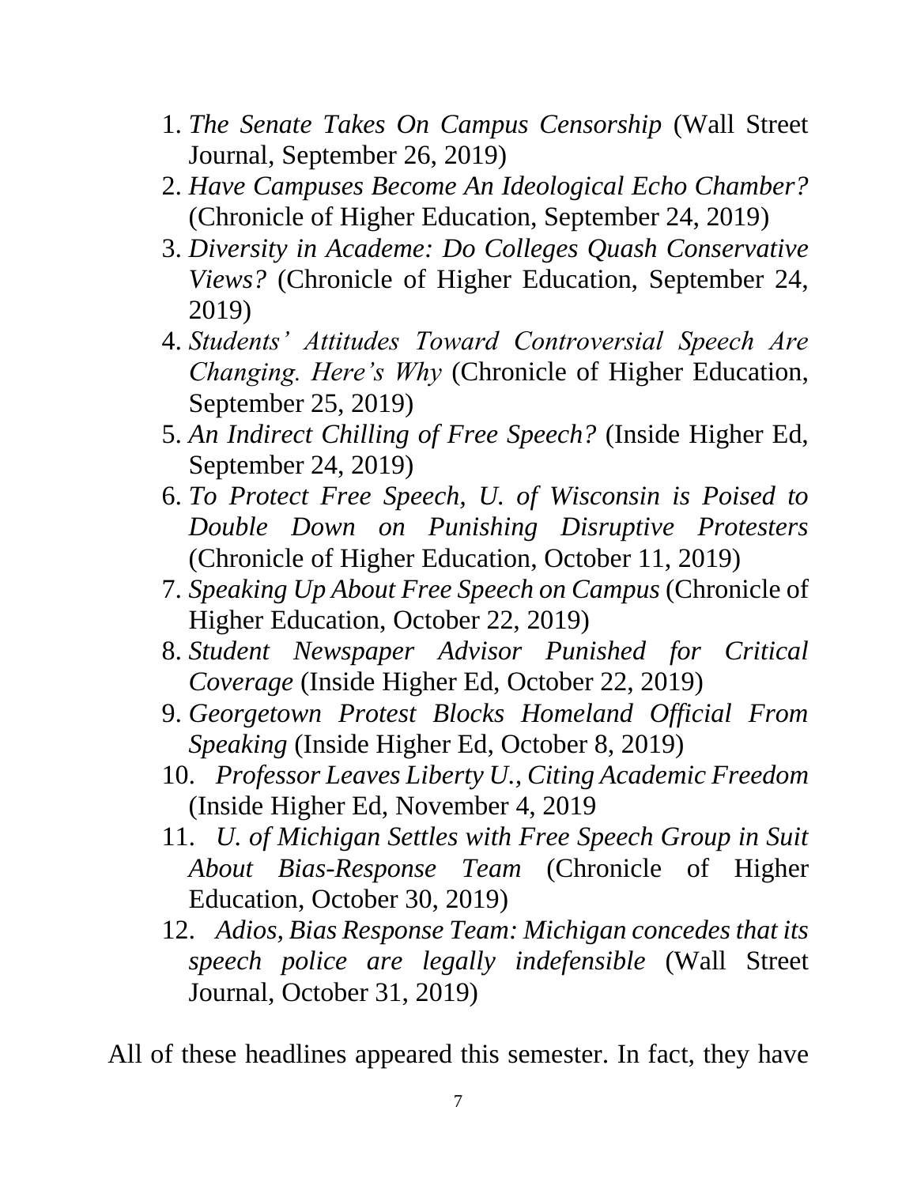1. *The Senate Takes On Campus Censorship* (Wall Street Journal, September 26, 2019)
2. *Have Campuses Become An Ideological Echo Chamber?* (Chronicle of Higher Education, September 24, 2019)
3. *Diversity in Academe: Do Colleges Quash Conservative Views?* (Chronicle of Higher Education, September 24, 2019)
4. *Students' Attitudes Toward Controversial Speech Are Changing. Here's Why* (Chronicle of Higher Education, September 25, 2019)
5. *An Indirect Chilling of Free Speech?* (Inside Higher Ed, September 24, 2019)
6. *To Protect Free Speech, U. of Wisconsin is Poised to Double Down on Punishing Disruptive Protesters* (Chronicle of Higher Education, October 11, 2019)
7. *Speaking Up About Free Speech on Campus* (Chronicle of Higher Education, October 22, 2019)
8. *Student Newspaper Advisor Punished for Critical Coverage* (Inside Higher Ed, October 22, 2019)
9. *Georgetown Protest Blocks Homeland Official From Speaking* (Inside Higher Ed, October 8, 2019)
10. *Professor Leaves Liberty U., Citing Academic Freedom* (Inside Higher Ed, November 4, 2019
11. *U. of Michigan Settles with Free Speech Group in Suit About Bias-Response Team* (Chronicle of Higher Education, October 30, 2019)
12. *Adios, Bias Response Team: Michigan concedes that its speech police are legally indefensible* (Wall Street Journal, October 31, 2019)

All of these headlines appeared this semester. In fact, they have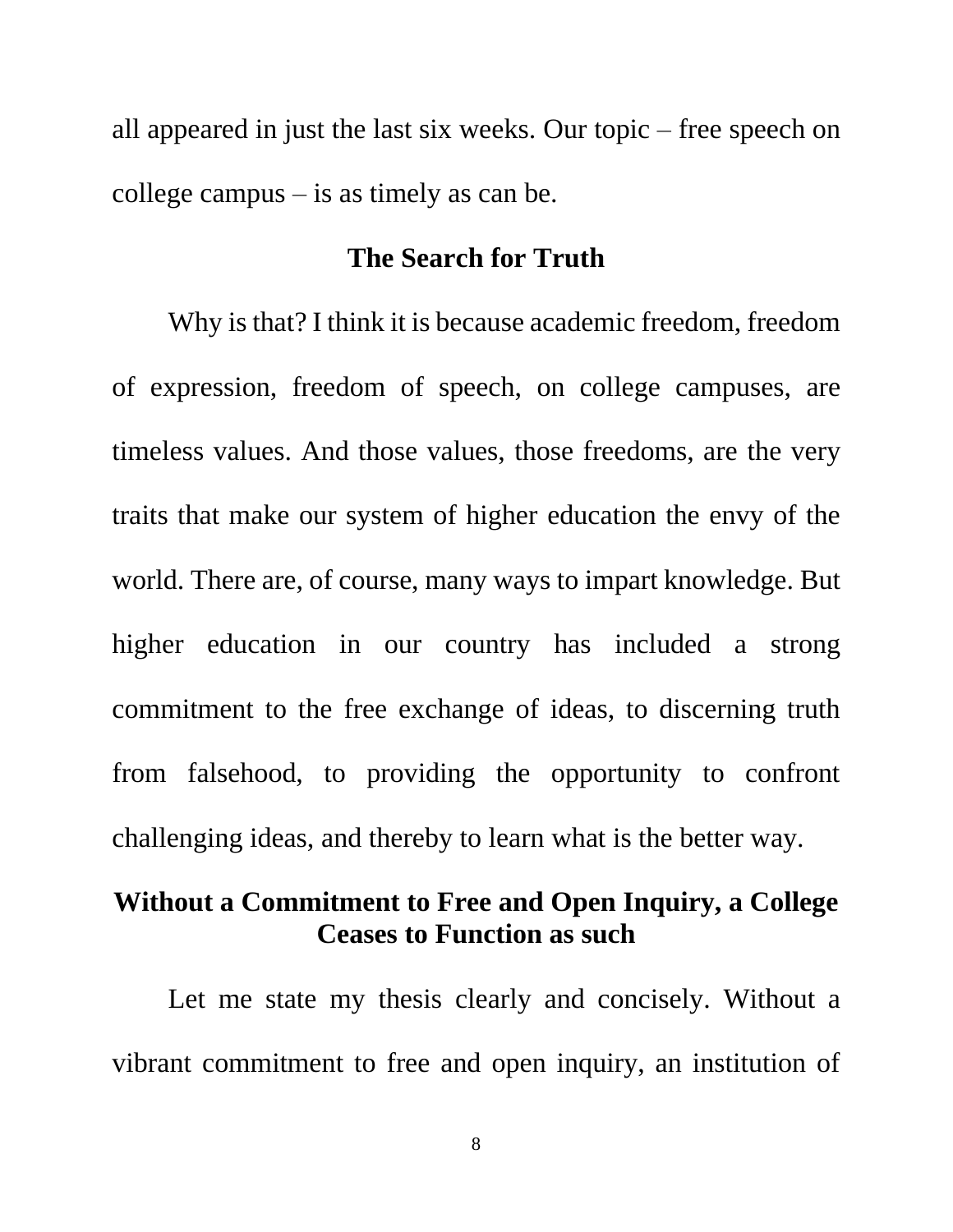all appeared in just the last six weeks. Our topic – free speech on college campus – is as timely as can be.

## The Search for Truth

Why is that? I think it is because academic freedom, freedom of expression, freedom of speech, on college campuses, are timeless values. And those values, those freedoms, are the very traits that make our system of higher education the envy of the world. There are, of course, many ways to impart knowledge. But higher education in our country has included a strong commitment to the free exchange of ideas, to discerning truth from falsehood, to providing the opportunity to confront challenging ideas, and thereby to learn what is the better way.

## Without a Commitment to Free and Open Inquiry, a College Ceases to Function as such

Let me state my thesis clearly and concisely. Without a vibrant commitment to free and open inquiry, an institution of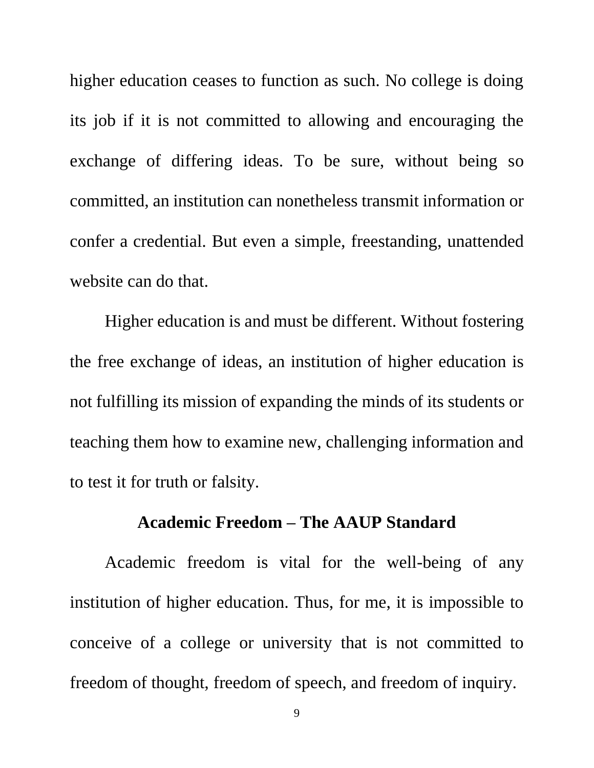higher education ceases to function as such. No college is doing its job if it is not committed to allowing and encouraging the exchange of differing ideas. To be sure, without being so committed, an institution can nonetheless transmit information or confer a credential. But even a simple, freestanding, unattended website can do that.

Higher education is and must be different. Without fostering the free exchange of ideas, an institution of higher education is not fulfilling its mission of expanding the minds of its students or teaching them how to examine new, challenging information and to test it for truth or falsity.

## Academic Freedom – The AAUP Standard

Academic freedom is vital for the well-being of any institution of higher education. Thus, for me, it is impossible to conceive of a college or university that is not committed to freedom of thought, freedom of speech, and freedom of inquiry.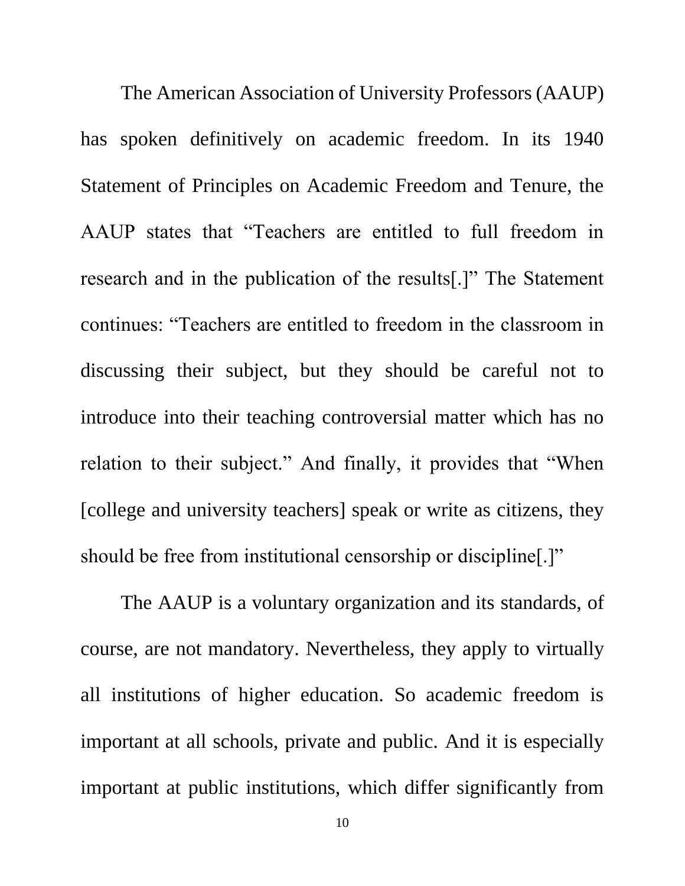The American Association of University Professors (AAUP) has spoken definitively on academic freedom. In its 1940 Statement of Principles on Academic Freedom and Tenure, the AAUP states that "Teachers are entitled to full freedom in research and in the publication of the results[.]" The Statement continues: "Teachers are entitled to freedom in the classroom in discussing their subject, but they should be careful not to introduce into their teaching controversial matter which has no relation to their subject." And finally, it provides that "When [college and university teachers] speak or write as citizens, they should be free from institutional censorship or discipline[.]"

The AAUP is a voluntary organization and its standards, of course, are not mandatory. Nevertheless, they apply to virtually all institutions of higher education. So academic freedom is important at all schools, private and public. And it is especially important at public institutions, which differ significantly from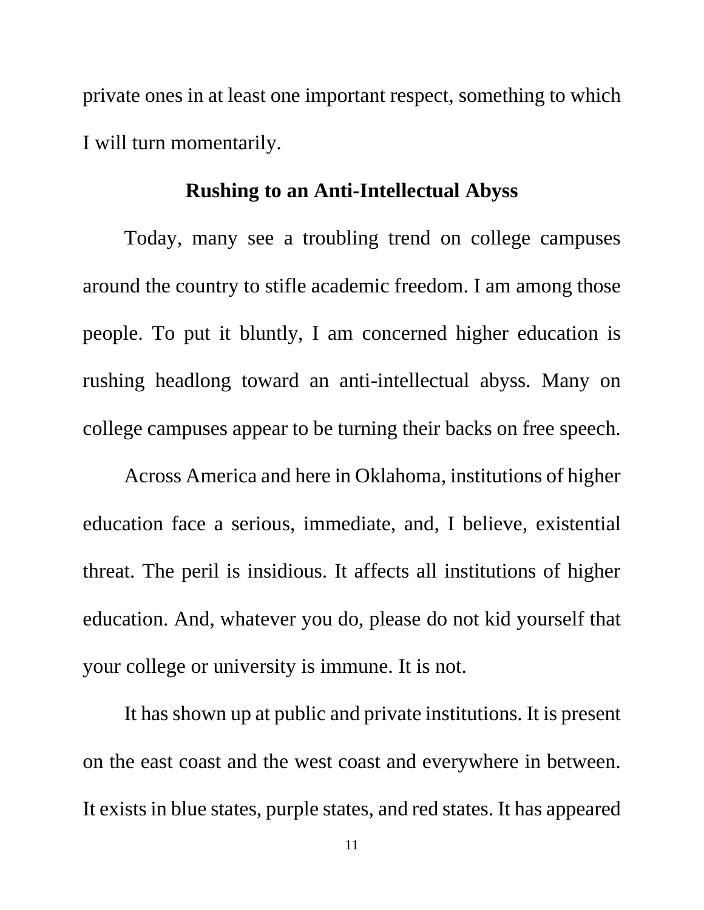private ones in at least one important respect, something to which I will turn momentarily.

## Rushing to an Anti-Intellectual Abyss

Today, many see a troubling trend on college campuses around the country to stifle academic freedom. I am among those people. To put it bluntly, I am concerned higher education is rushing headlong toward an anti-intellectual abyss. Many on college campuses appear to be turning their backs on free speech.

Across America and here in Oklahoma, institutions of higher education face a serious, immediate, and, I believe, existential threat. The peril is insidious. It affects all institutions of higher education. And, whatever you do, please do not kid yourself that your college or university is immune. It is not.

It has shown up at public and private institutions. It is present on the east coast and the west coast and everywhere in between. It exists in blue states, purple states, and red states. It has appeared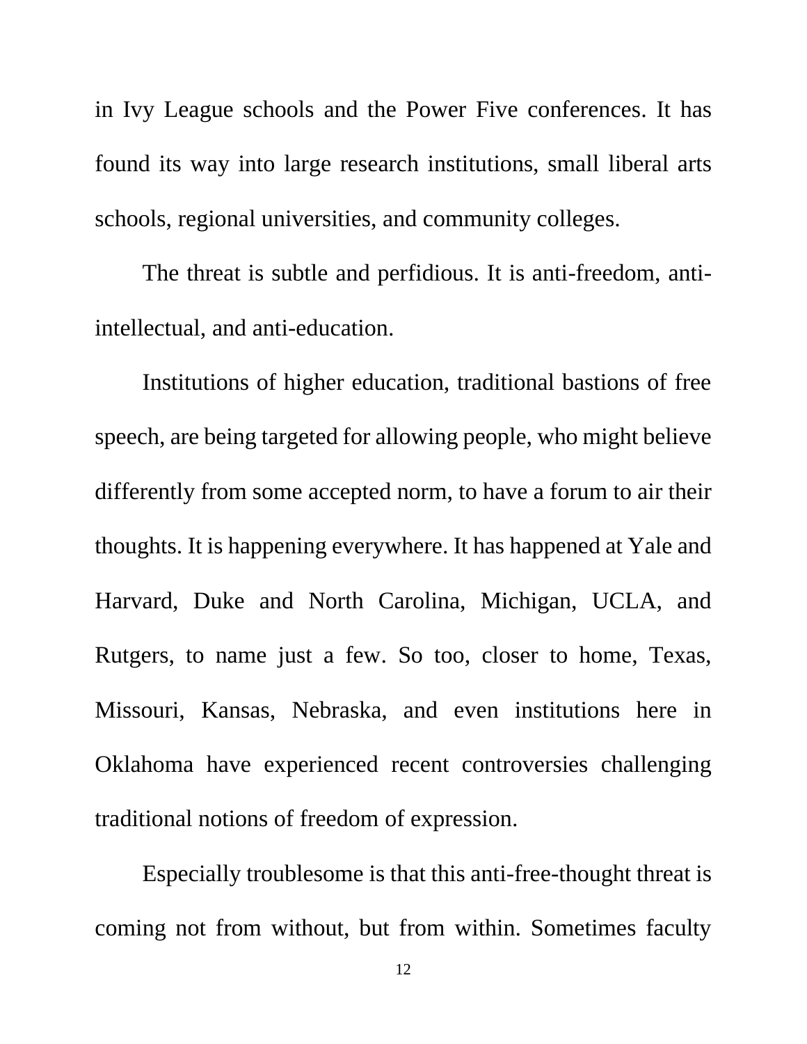in Ivy League schools and the Power Five conferences. It has found its way into large research institutions, small liberal arts schools, regional universities, and community colleges.

The threat is subtle and perfidious. It is anti-freedom, anti-intellectual, and anti-education.

Institutions of higher education, traditional bastions of free speech, are being targeted for allowing people, who might believe differently from some accepted norm, to have a forum to air their thoughts. It is happening everywhere. It has happened at Yale and Harvard, Duke and North Carolina, Michigan, UCLA, and Rutgers, to name just a few. So too, closer to home, Texas, Missouri, Kansas, Nebraska, and even institutions here in Oklahoma have experienced recent controversies challenging traditional notions of freedom of expression.

Especially troublesome is that this anti-free-thought threat is coming not from without, but from within. Sometimes faculty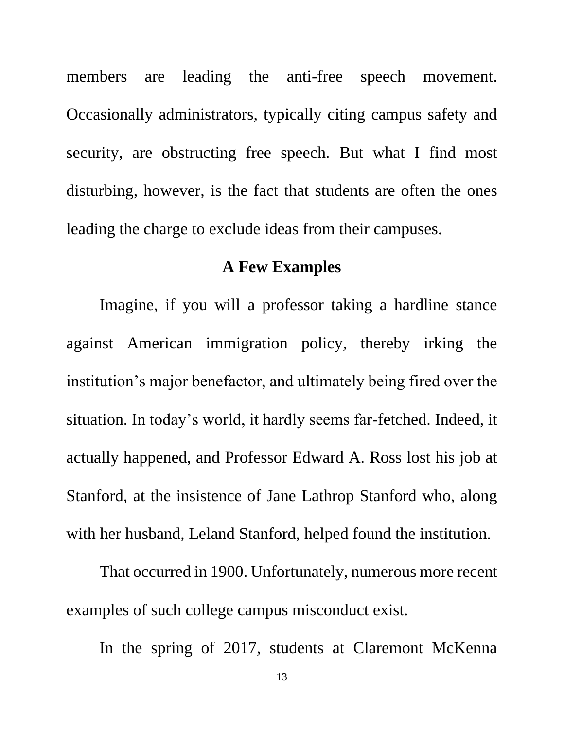members are leading the anti-free speech movement. Occasionally administrators, typically citing campus safety and security, are obstructing free speech. But what I find most disturbing, however, is the fact that students are often the ones leading the charge to exclude ideas from their campuses.

## A Few Examples

Imagine, if you will a professor taking a hardline stance against American immigration policy, thereby irking the institution's major benefactor, and ultimately being fired over the situation. In today's world, it hardly seems far-fetched. Indeed, it actually happened, and Professor Edward A. Ross lost his job at Stanford, at the insistence of Jane Lathrop Stanford who, along with her husband, Leland Stanford, helped found the institution.

That occurred in 1900. Unfortunately, numerous more recent examples of such college campus misconduct exist.

In the spring of 2017, students at Claremont McKenna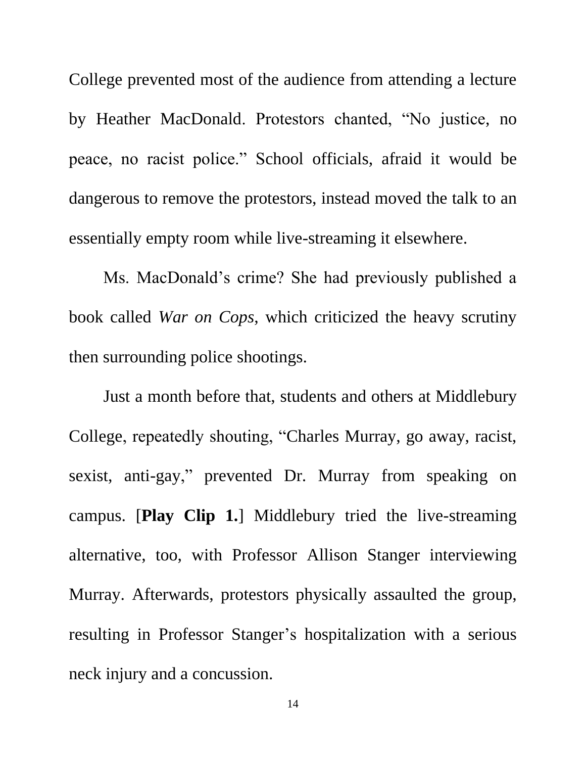College prevented most of the audience from attending a lecture by Heather MacDonald. Protestors chanted, "No justice, no peace, no racist police." School officials, afraid it would be dangerous to remove the protestors, instead moved the talk to an essentially empty room while live-streaming it elsewhere.

Ms. MacDonald's crime? She had previously published a book called *War on Cops*, which criticized the heavy scrutiny then surrounding police shootings.

Just a month before that, students and others at Middlebury College, repeatedly shouting, "Charles Murray, go away, racist, sexist, anti-gay," prevented Dr. Murray from speaking on campus. [**Play Clip 1.**] Middlebury tried the live-streaming alternative, too, with Professor Allison Stanger interviewing Murray. Afterwards, protestors physically assaulted the group, resulting in Professor Stanger's hospitalization with a serious neck injury and a concussion.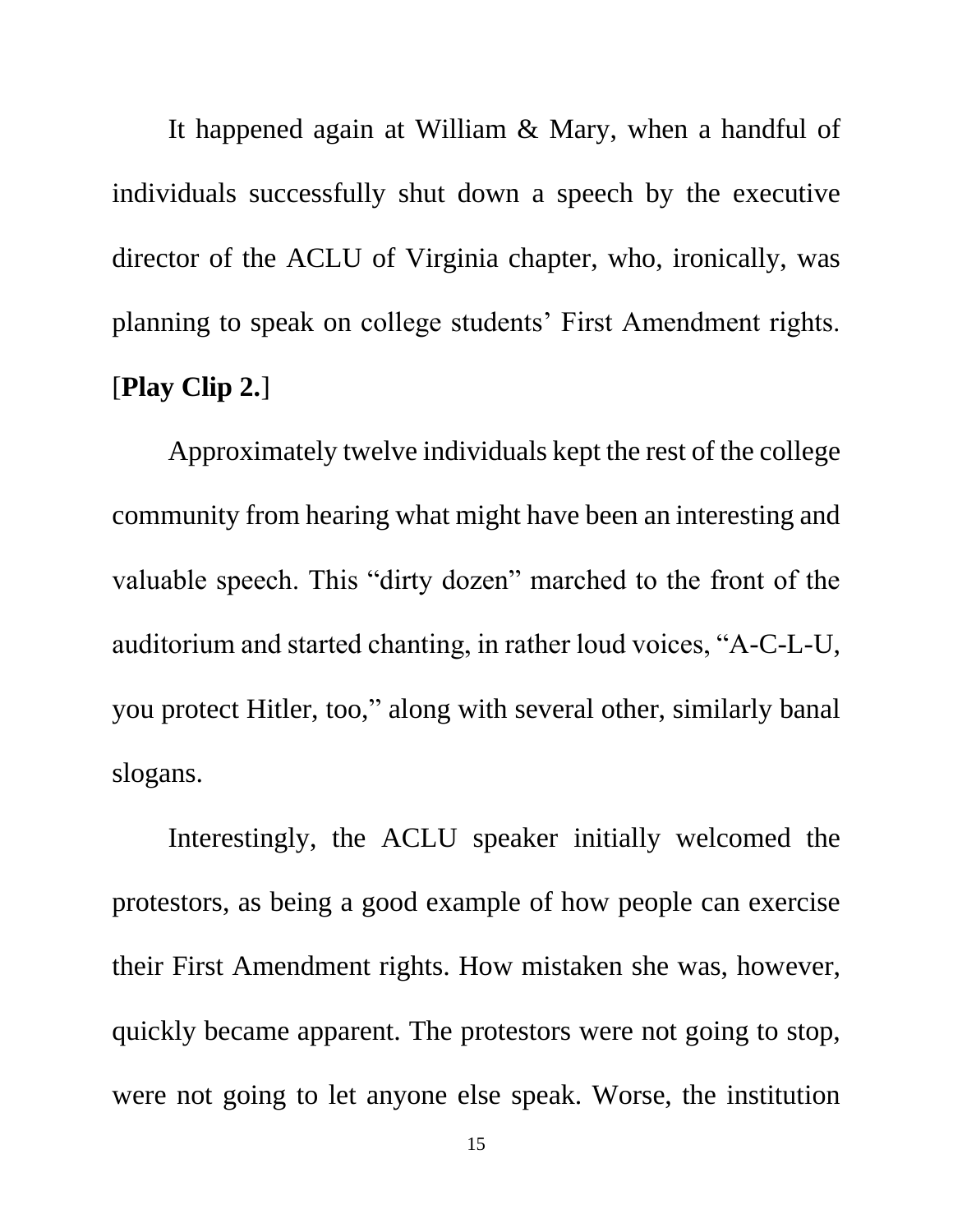It happened again at William & Mary, when a handful of individuals successfully shut down a speech by the executive director of the ACLU of Virginia chapter, who, ironically, was planning to speak on college students' First Amendment rights. [**Play Clip 2.**]

Approximately twelve individuals kept the rest of the college community from hearing what might have been an interesting and valuable speech. This "dirty dozen" marched to the front of the auditorium and started chanting, in rather loud voices, "A-C-L-U, you protect Hitler, too," along with several other, similarly banal slogans.

Interestingly, the ACLU speaker initially welcomed the protestors, as being a good example of how people can exercise their First Amendment rights. How mistaken she was, however, quickly became apparent. The protestors were not going to stop, were not going to let anyone else speak. Worse, the institution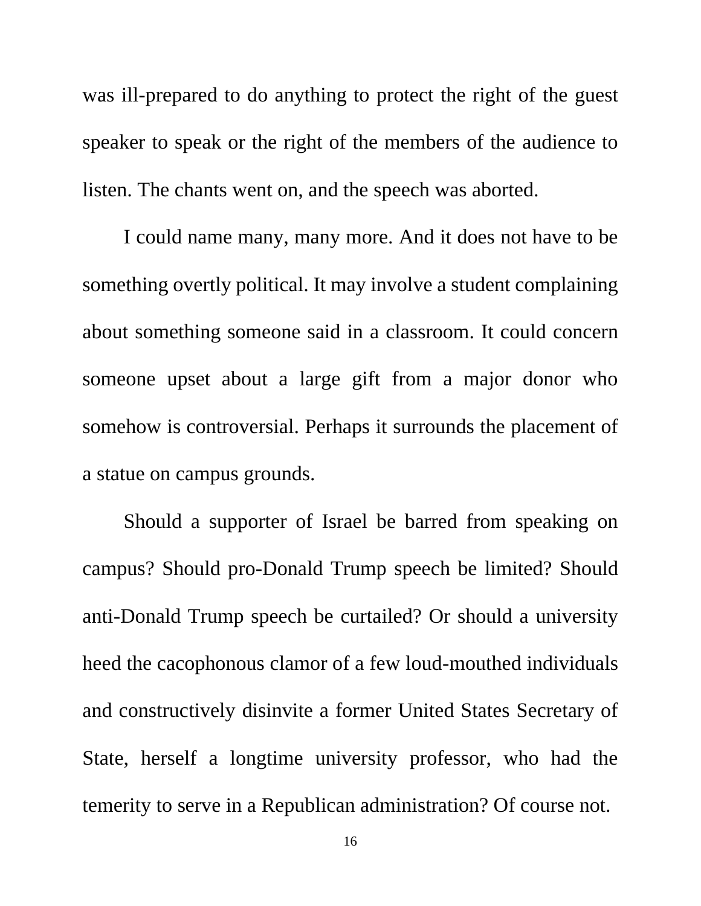was ill-prepared to do anything to protect the right of the guest speaker to speak or the right of the members of the audience to listen. The chants went on, and the speech was aborted.

I could name many, many more. And it does not have to be something overtly political. It may involve a student complaining about something someone said in a classroom. It could concern someone upset about a large gift from a major donor who somehow is controversial. Perhaps it surrounds the placement of a statue on campus grounds.

Should a supporter of Israel be barred from speaking on campus? Should pro-Donald Trump speech be limited? Should anti-Donald Trump speech be curtailed? Or should a university heed the cacophonous clamor of a few loud-mouthed individuals and constructively disinvite a former United States Secretary of State, herself a longtime university professor, who had the temerity to serve in a Republican administration? Of course not.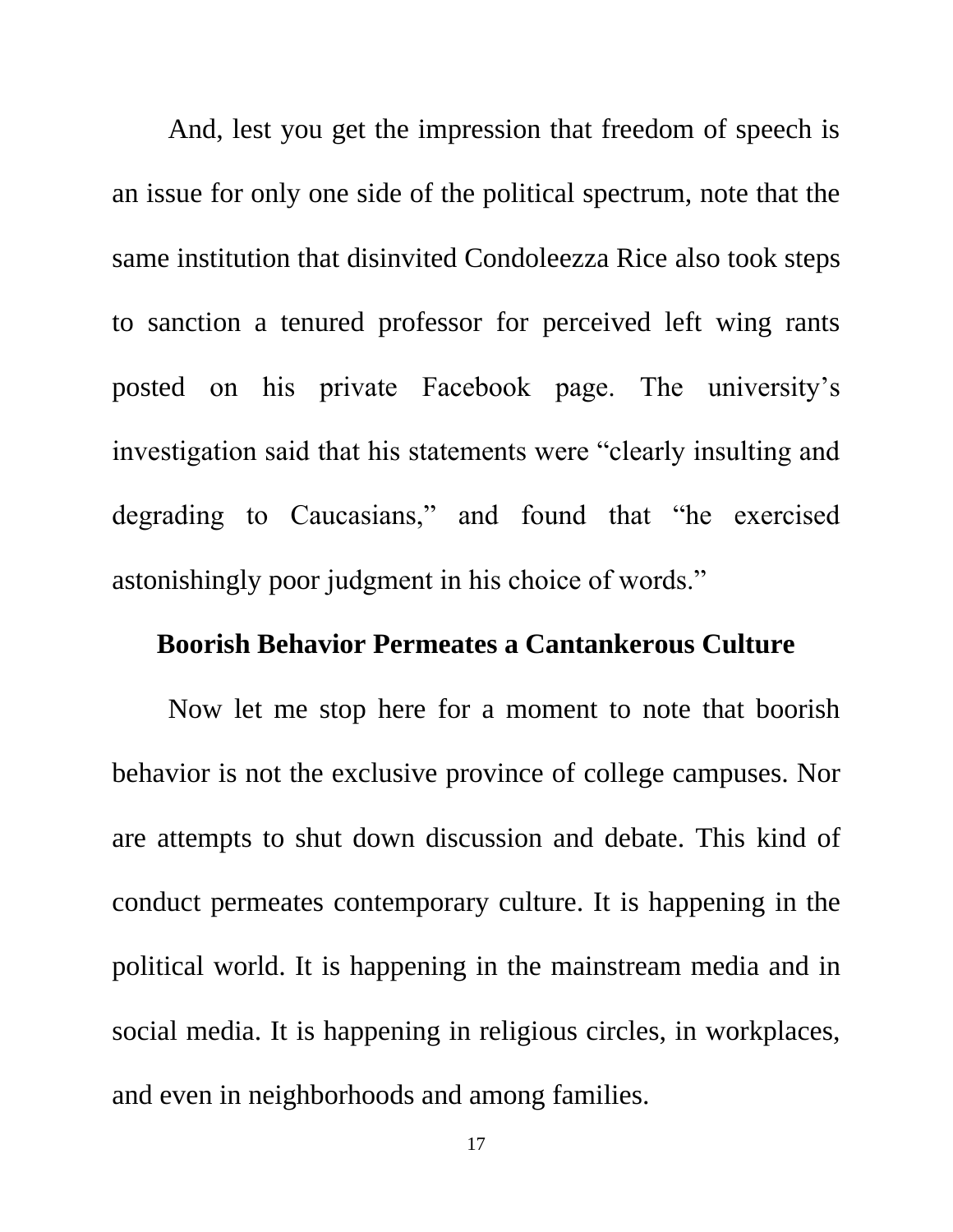And, lest you get the impression that freedom of speech is an issue for only one side of the political spectrum, note that the same institution that disinvited Condoleezza Rice also took steps to sanction a tenured professor for perceived left wing rants posted on his private Facebook page. The university's investigation said that his statements were "clearly insulting and degrading to Caucasians," and found that "he exercised astonishingly poor judgment in his choice of words."

## Boorish Behavior Permeates a Cantankerous Culture

Now let me stop here for a moment to note that boorish behavior is not the exclusive province of college campuses. Nor are attempts to shut down discussion and debate. This kind of conduct permeates contemporary culture. It is happening in the political world. It is happening in the mainstream media and in social media. It is happening in religious circles, in workplaces, and even in neighborhoods and among families.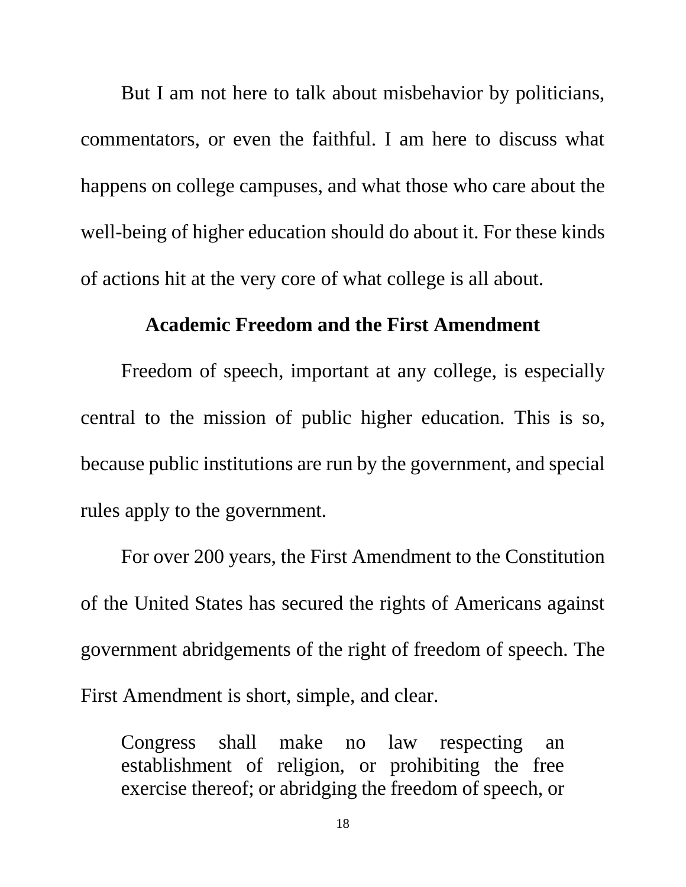But I am not here to talk about misbehavior by politicians, commentators, or even the faithful. I am here to discuss what happens on college campuses, and what those who care about the well-being of higher education should do about it. For these kinds of actions hit at the very core of what college is all about.

## Academic Freedom and the First Amendment

Freedom of speech, important at any college, is especially central to the mission of public higher education. This is so, because public institutions are run by the government, and special rules apply to the government.

For over 200 years, the First Amendment to the Constitution of the United States has secured the rights of Americans against government abridgements of the right of freedom of speech. The First Amendment is short, simple, and clear.

> Congress shall make no law respecting an establishment of religion, or prohibiting the free exercise thereof; or abridging the freedom of speech, or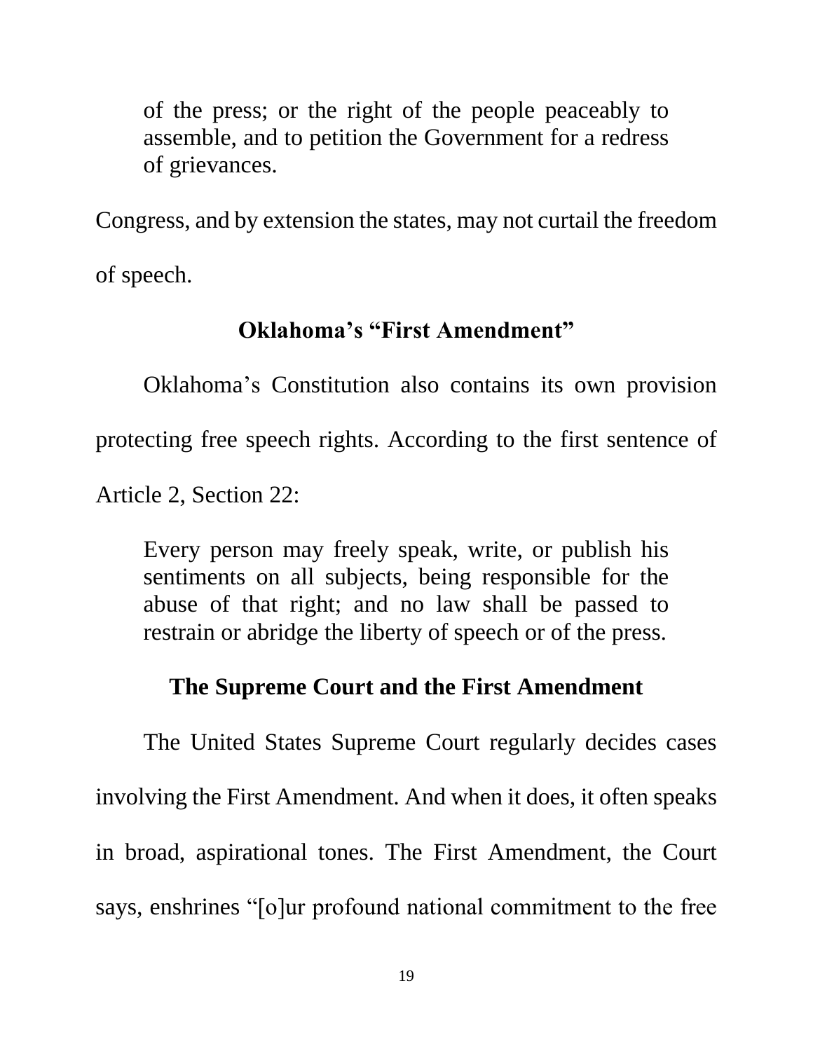> of the press; or the right of the people peaceably to assemble, and to petition the Government for a redress of grievances.

Congress, and by extension the states, may not curtail the freedom of speech.

## Oklahoma's "First Amendment"

Oklahoma's Constitution also contains its own provision protecting free speech rights. According to the first sentence of Article 2, Section 22:

> Every person may freely speak, write, or publish his sentiments on all subjects, being responsible for the abuse of that right; and no law shall be passed to restrain or abridge the liberty of speech or of the press.

## The Supreme Court and the First Amendment

The United States Supreme Court regularly decides cases involving the First Amendment. And when it does, it often speaks in broad, aspirational tones. The First Amendment, the Court says, enshrines "[o]ur profound national commitment to the free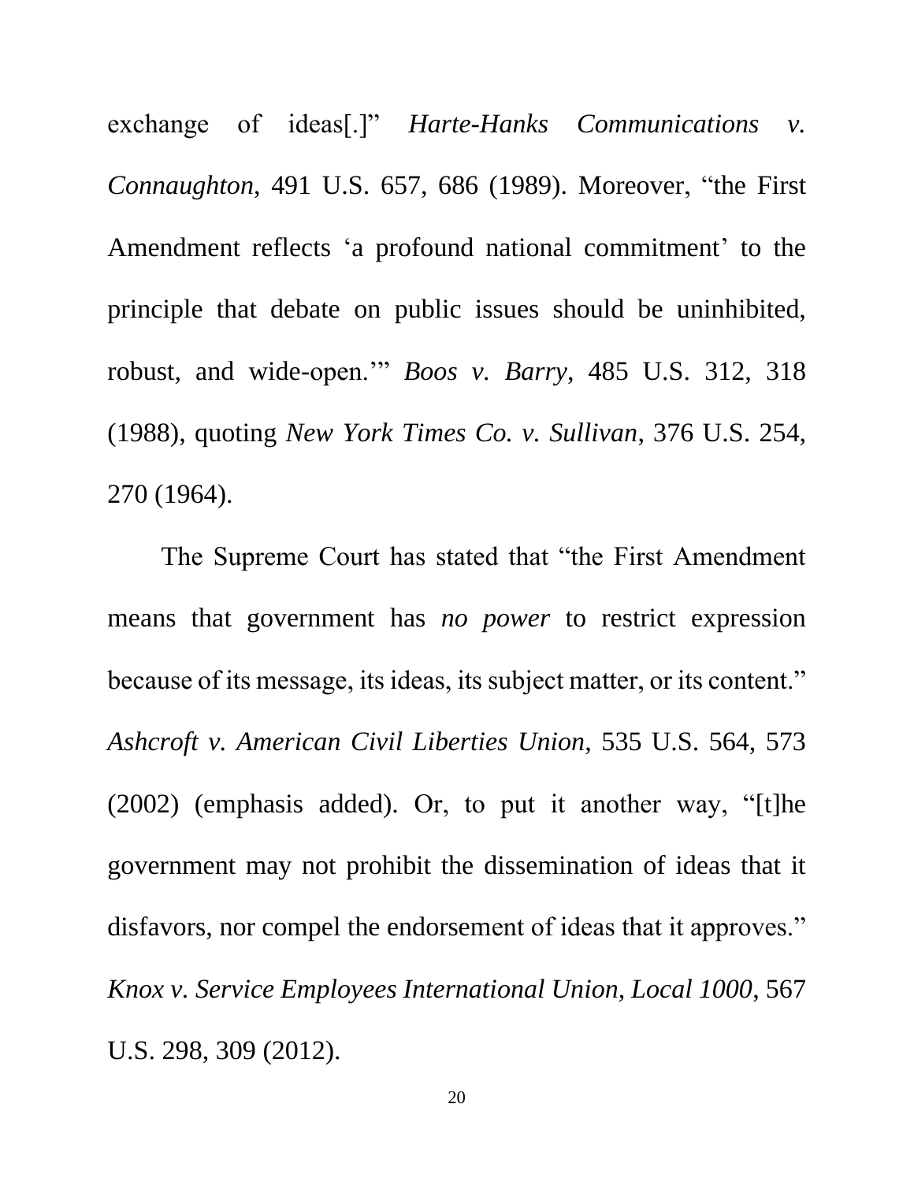exchange of ideas[.]" *Harte-Hanks Communications v. Connaughton*, 491 U.S. 657, 686 (1989). Moreover, "the First Amendment reflects 'a profound national commitment' to the principle that debate on public issues should be uninhibited, robust, and wide-open.'" *Boos v. Barry*, 485 U.S. 312, 318 (1988), quoting *New York Times Co. v. Sullivan*, 376 U.S. 254, 270 (1964).

The Supreme Court has stated that "the First Amendment means that government has *no power* to restrict expression because of its message, its ideas, its subject matter, or its content." *Ashcroft v. American Civil Liberties Union*, 535 U.S. 564, 573 (2002) (emphasis added). Or, to put it another way, "[t]he government may not prohibit the dissemination of ideas that it disfavors, nor compel the endorsement of ideas that it approves." *Knox v. Service Employees International Union, Local 1000*, 567 U.S. 298, 309 (2012).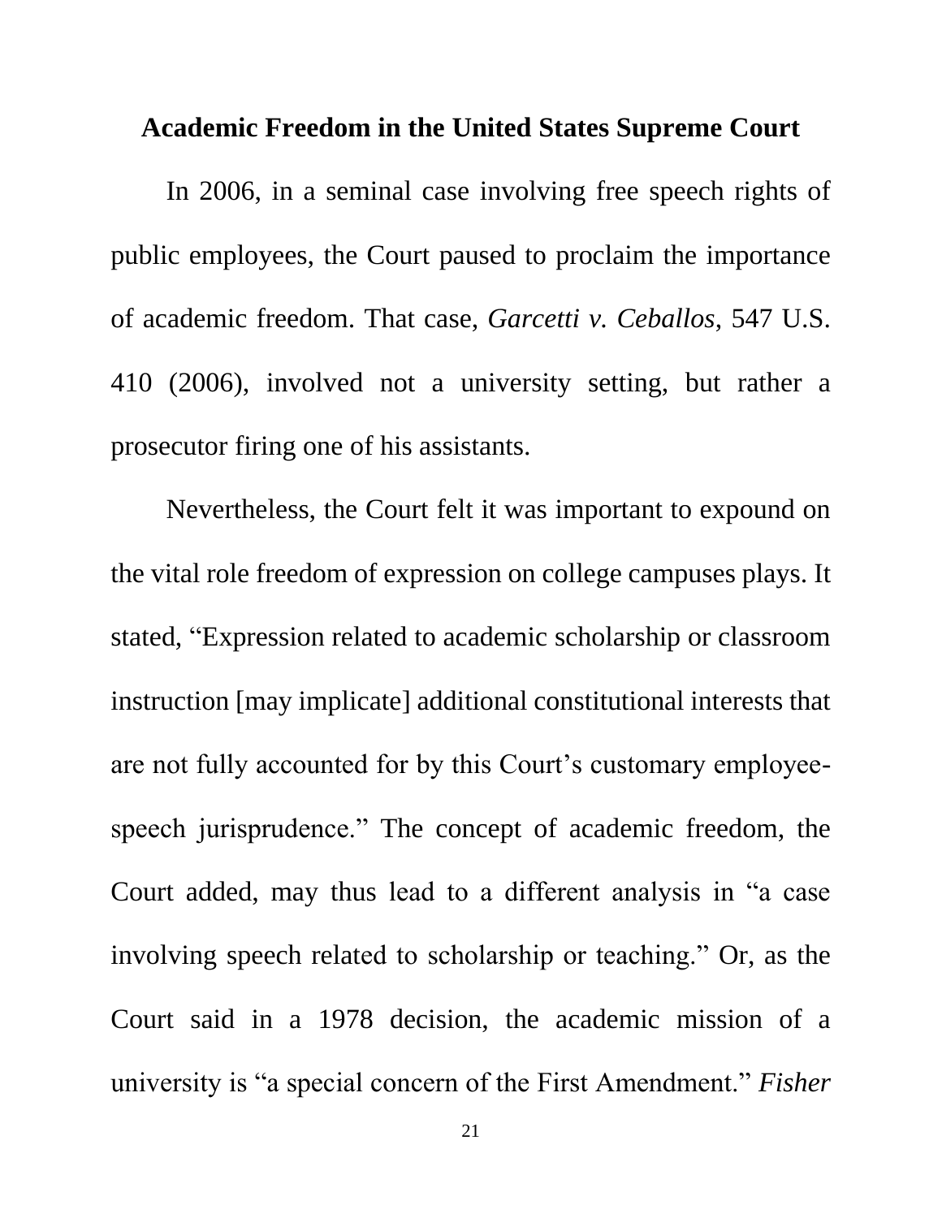## Academic Freedom in the United States Supreme Court

In 2006, in a seminal case involving free speech rights of public employees, the Court paused to proclaim the importance of academic freedom. That case, *Garcetti v. Ceballos*, 547 U.S. 410 (2006), involved not a university setting, but rather a prosecutor firing one of his assistants.

Nevertheless, the Court felt it was important to expound on the vital role freedom of expression on college campuses plays. It stated, "Expression related to academic scholarship or classroom instruction [may implicate] additional constitutional interests that are not fully accounted for by this Court's customary employee-speech jurisprudence." The concept of academic freedom, the Court added, may thus lead to a different analysis in "a case involving speech related to scholarship or teaching." Or, as the Court said in a 1978 decision, the academic mission of a university is "a special concern of the First Amendment." *Fisher*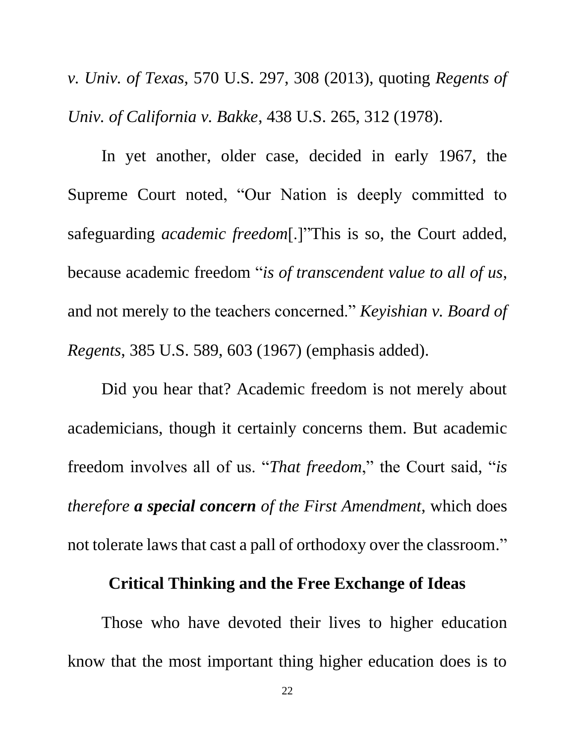*v. Univ. of Texas*, 570 U.S. 297, 308 (2013), quoting *Regents of Univ. of California v. Bakke*, 438 U.S. 265, 312 (1978).

In yet another, older case, decided in early 1967, the Supreme Court noted, "Our Nation is deeply committed to safeguarding *academic freedom*[.]"This is so, the Court added, because academic freedom "*is of transcendent value to all of us*, and not merely to the teachers concerned." *Keyishian v. Board of Regents*, 385 U.S. 589, 603 (1967) (emphasis added).

Did you hear that? Academic freedom is not merely about academicians, though it certainly concerns them. But academic freedom involves all of us. "*That freedom*," the Court said, "*is therefore* ***a special concern*** *of the First Amendment*, which does not tolerate laws that cast a pall of orthodoxy over the classroom."

### Critical Thinking and the Free Exchange of Ideas

Those who have devoted their lives to higher education know that the most important thing higher education does is to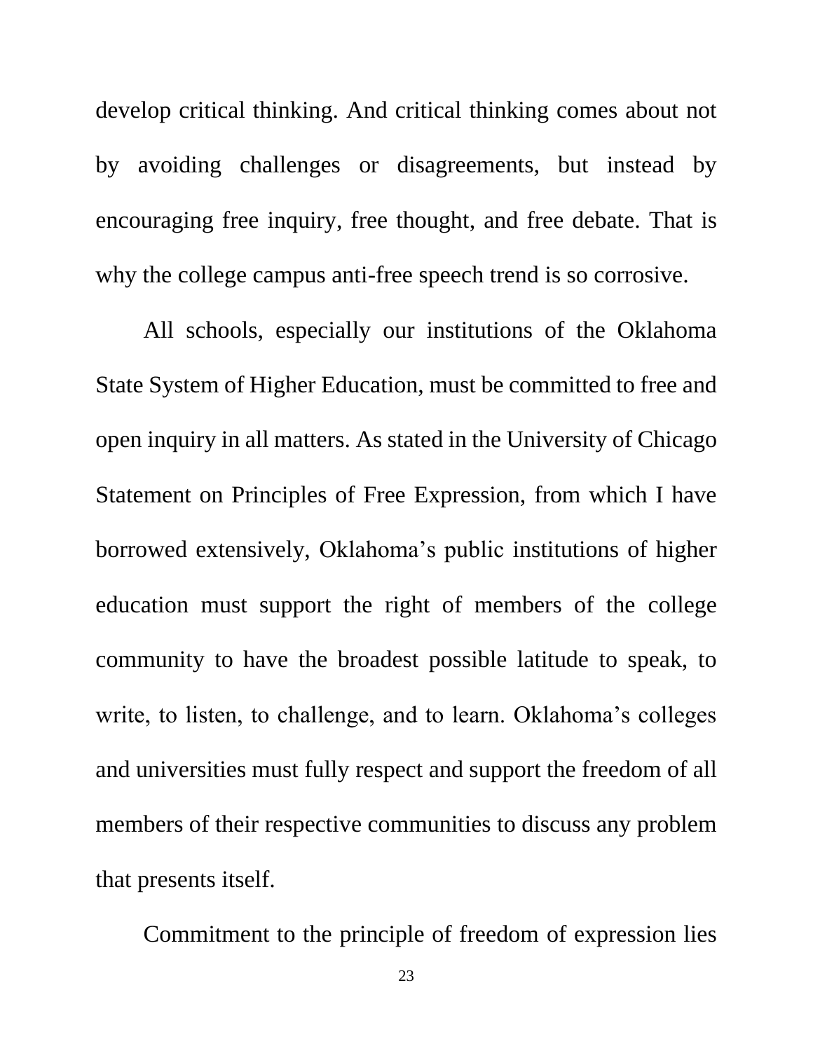develop critical thinking. And critical thinking comes about not by avoiding challenges or disagreements, but instead by encouraging free inquiry, free thought, and free debate. That is why the college campus anti-free speech trend is so corrosive.

All schools, especially our institutions of the Oklahoma State System of Higher Education, must be committed to free and open inquiry in all matters. As stated in the University of Chicago Statement on Principles of Free Expression, from which I have borrowed extensively, Oklahoma's public institutions of higher education must support the right of members of the college community to have the broadest possible latitude to speak, to write, to listen, to challenge, and to learn. Oklahoma's colleges and universities must fully respect and support the freedom of all members of their respective communities to discuss any problem that presents itself.

Commitment to the principle of freedom of expression lies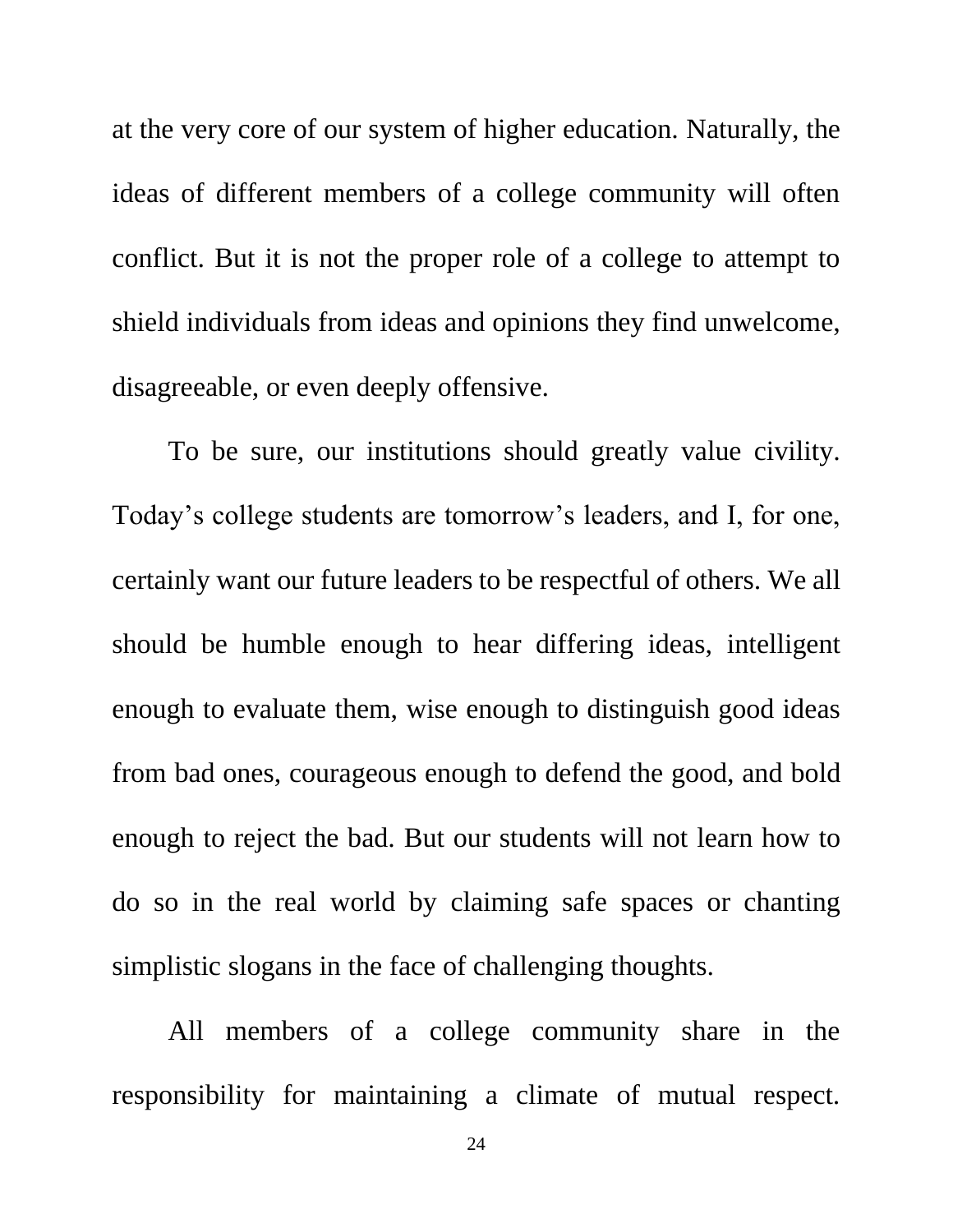at the very core of our system of higher education. Naturally, the ideas of different members of a college community will often conflict. But it is not the proper role of a college to attempt to shield individuals from ideas and opinions they find unwelcome, disagreeable, or even deeply offensive.

To be sure, our institutions should greatly value civility. Today's college students are tomorrow's leaders, and I, for one, certainly want our future leaders to be respectful of others. We all should be humble enough to hear differing ideas, intelligent enough to evaluate them, wise enough to distinguish good ideas from bad ones, courageous enough to defend the good, and bold enough to reject the bad. But our students will not learn how to do so in the real world by claiming safe spaces or chanting simplistic slogans in the face of challenging thoughts.

All members of a college community share in the responsibility for maintaining a climate of mutual respect.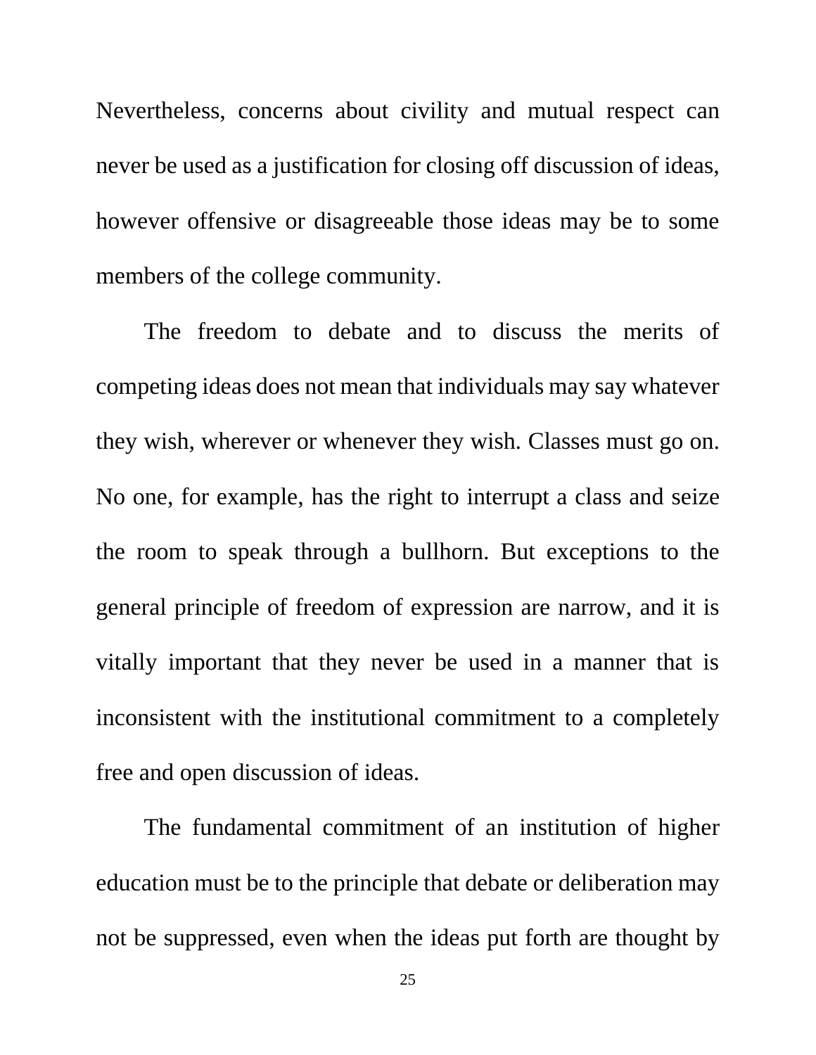Nevertheless, concerns about civility and mutual respect can never be used as a justification for closing off discussion of ideas, however offensive or disagreeable those ideas may be to some members of the college community.

The freedom to debate and to discuss the merits of competing ideas does not mean that individuals may say whatever they wish, wherever or whenever they wish. Classes must go on. No one, for example, has the right to interrupt a class and seize the room to speak through a bullhorn. But exceptions to the general principle of freedom of expression are narrow, and it is vitally important that they never be used in a manner that is inconsistent with the institutional commitment to a completely free and open discussion of ideas.

The fundamental commitment of an institution of higher education must be to the principle that debate or deliberation may not be suppressed, even when the ideas put forth are thought by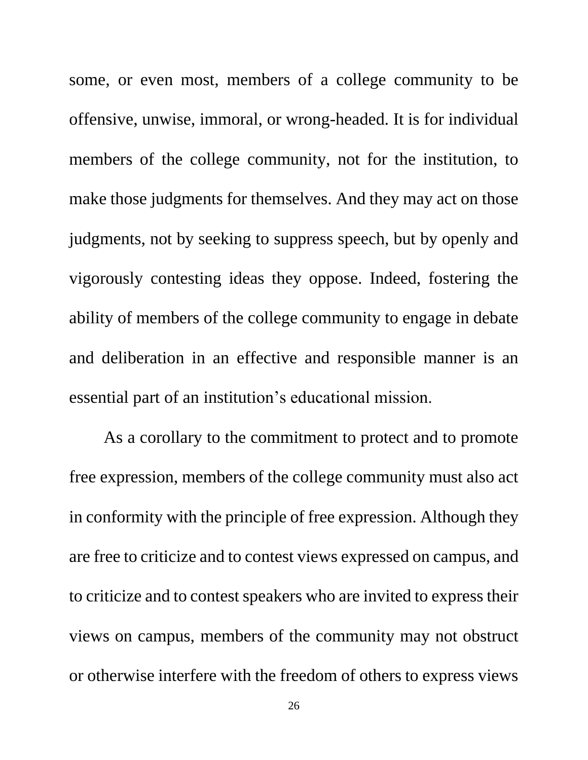some, or even most, members of a college community to be offensive, unwise, immoral, or wrong-headed. It is for individual members of the college community, not for the institution, to make those judgments for themselves. And they may act on those judgments, not by seeking to suppress speech, but by openly and vigorously contesting ideas they oppose. Indeed, fostering the ability of members of the college community to engage in debate and deliberation in an effective and responsible manner is an essential part of an institution's educational mission.

As a corollary to the commitment to protect and to promote free expression, members of the college community must also act in conformity with the principle of free expression. Although they are free to criticize and to contest views expressed on campus, and to criticize and to contest speakers who are invited to express their views on campus, members of the community may not obstruct or otherwise interfere with the freedom of others to express views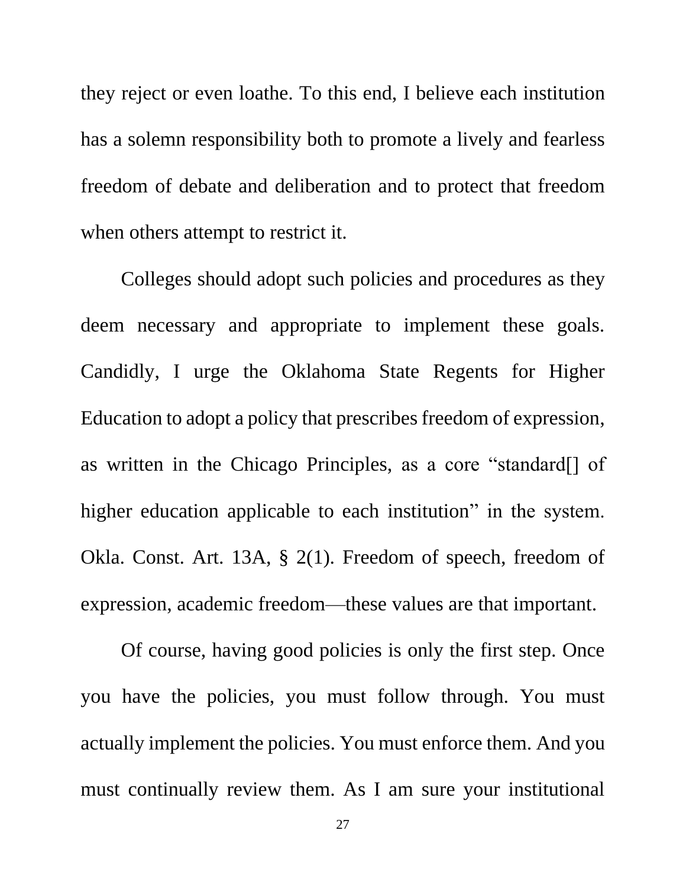they reject or even loathe. To this end, I believe each institution has a solemn responsibility both to promote a lively and fearless freedom of debate and deliberation and to protect that freedom when others attempt to restrict it.

Colleges should adopt such policies and procedures as they deem necessary and appropriate to implement these goals. Candidly, I urge the Oklahoma State Regents for Higher Education to adopt a policy that prescribes freedom of expression, as written in the Chicago Principles, as a core "standard[] of higher education applicable to each institution" in the system. Okla. Const. Art. 13A, § 2(1). Freedom of speech, freedom of expression, academic freedom—these values are that important.

Of course, having good policies is only the first step. Once you have the policies, you must follow through. You must actually implement the policies. You must enforce them. And you must continually review them. As I am sure your institutional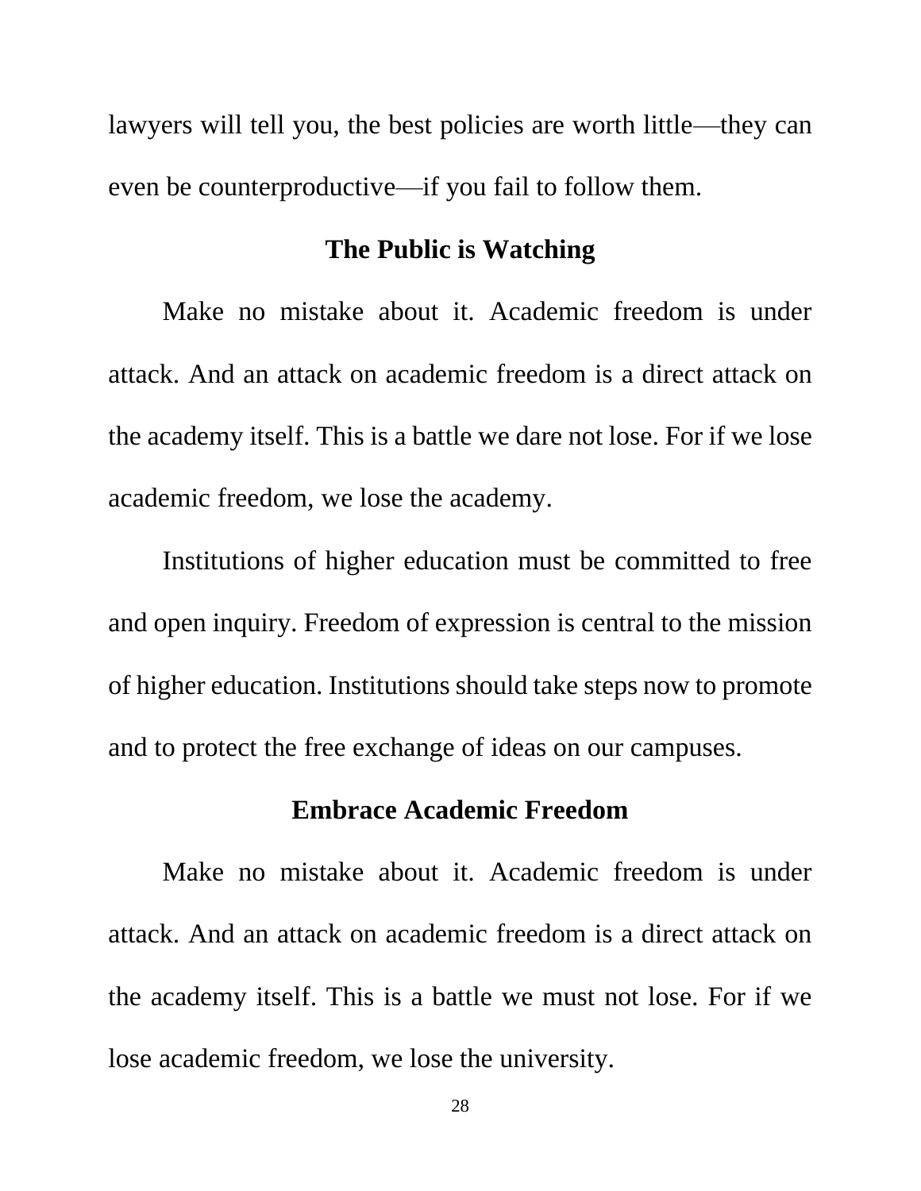lawyers will tell you, the best policies are worth little—they can even be counterproductive—if you fail to follow them.

## The Public is Watching

Make no mistake about it. Academic freedom is under attack. And an attack on academic freedom is a direct attack on the academy itself. This is a battle we dare not lose. For if we lose academic freedom, we lose the academy.

Institutions of higher education must be committed to free and open inquiry. Freedom of expression is central to the mission of higher education. Institutions should take steps now to promote and to protect the free exchange of ideas on our campuses.

## Embrace Academic Freedom

Make no mistake about it. Academic freedom is under attack. And an attack on academic freedom is a direct attack on the academy itself. This is a battle we must not lose. For if we lose academic freedom, we lose the university.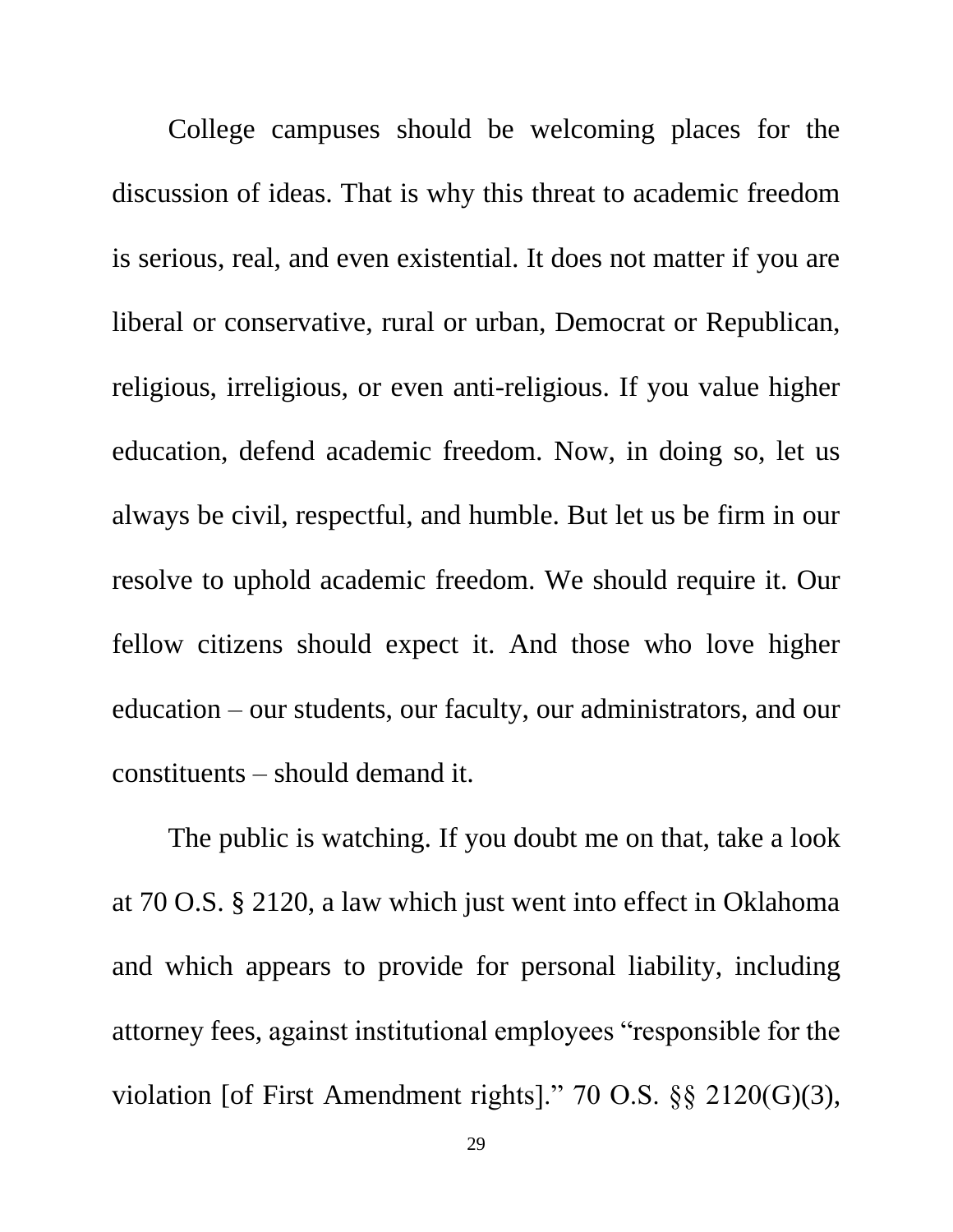College campuses should be welcoming places for the discussion of ideas. That is why this threat to academic freedom is serious, real, and even existential. It does not matter if you are liberal or conservative, rural or urban, Democrat or Republican, religious, irreligious, or even anti-religious. If you value higher education, defend academic freedom. Now, in doing so, let us always be civil, respectful, and humble. But let us be firm in our resolve to uphold academic freedom. We should require it. Our fellow citizens should expect it. And those who love higher education – our students, our faculty, our administrators, and our constituents – should demand it.

The public is watching. If you doubt me on that, take a look at 70 O.S. § 2120, a law which just went into effect in Oklahoma and which appears to provide for personal liability, including attorney fees, against institutional employees "responsible for the violation [of First Amendment rights]." 70 O.S. §§ 2120(G)(3),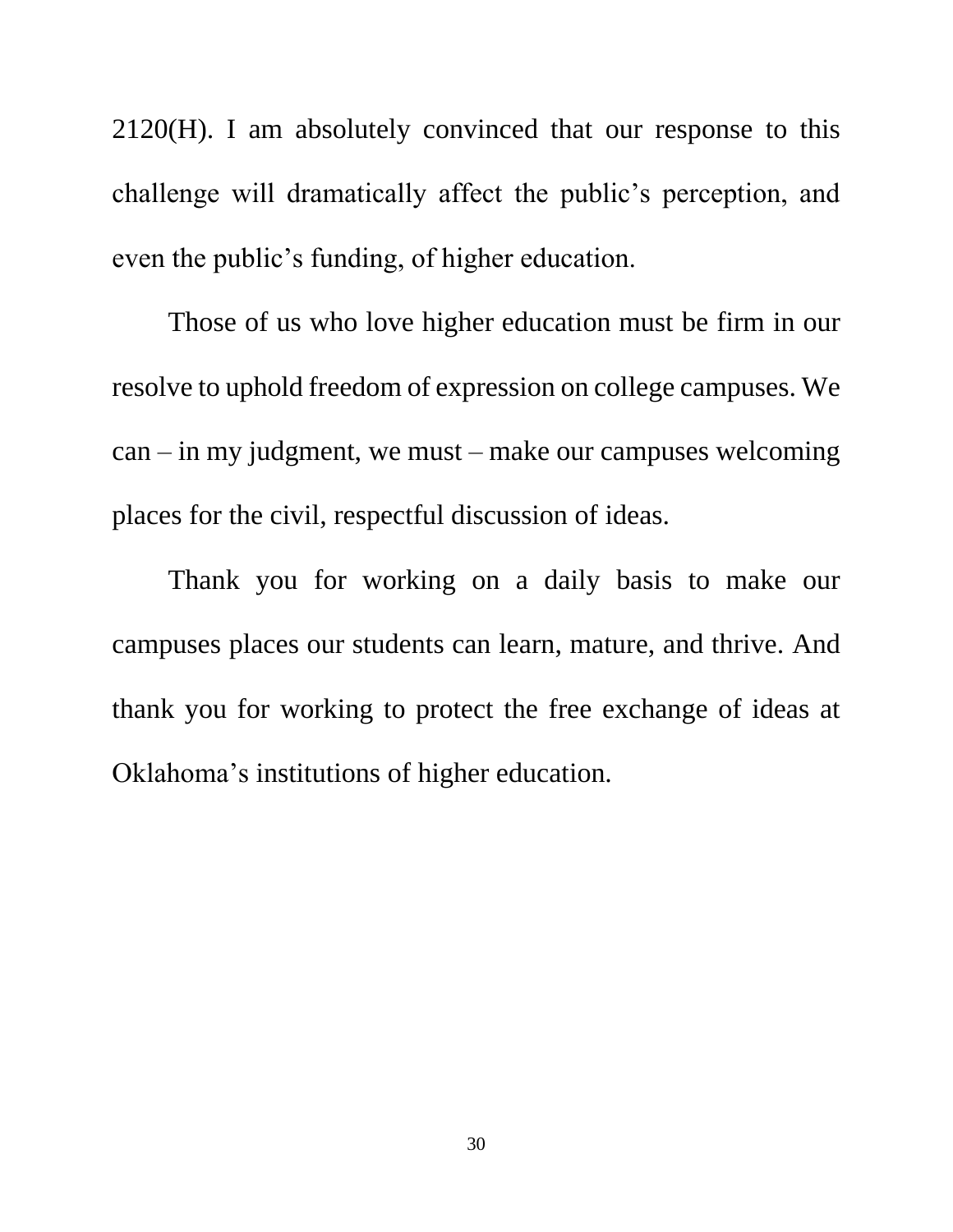2120(H). I am absolutely convinced that our response to this challenge will dramatically affect the public's perception, and even the public's funding, of higher education.

Those of us who love higher education must be firm in our resolve to uphold freedom of expression on college campuses. We can – in my judgment, we must – make our campuses welcoming places for the civil, respectful discussion of ideas.

Thank you for working on a daily basis to make our campuses places our students can learn, mature, and thrive. And thank you for working to protect the free exchange of ideas at Oklahoma's institutions of higher education.